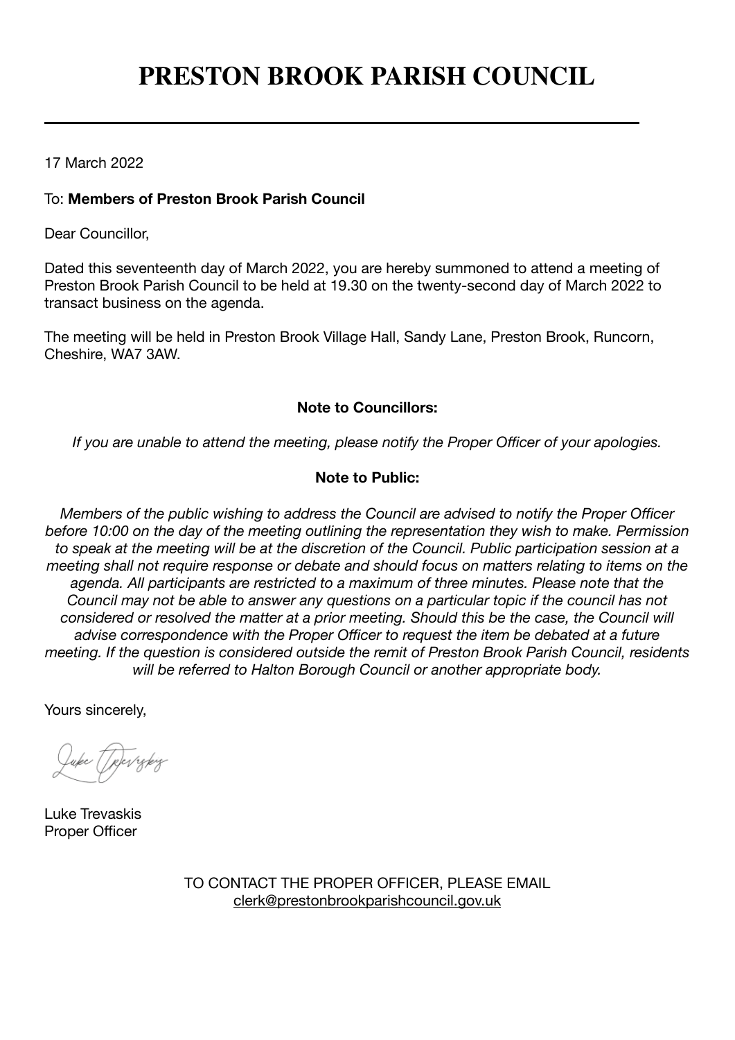# PRESTON BROOK PARISH COUNCIL

17 March 2022

To: **Members of Preston Brook Parish Council**

Dear Councillor,

Dated this seventeenth day of March 2022, you are hereby summoned to attend a meeting of Preston Brook Parish Council to be held at 19.30 on the twenty-second day of March 2022 to transact business on the agenda.

The meeting will be held in Preston Brook Village Hall, Sandy Lane, Preston Brook, Runcorn, Cheshire, WA7 3AW.

**Note to Councillors:**

*If you are unable to attend the meeting, please notify the Proper Officer of your apologies.*

**Note to Public:**

*Members of the public wishing to address the Council are advised to notify the Proper Officer before 10:00 on the day of the meeting outlining the representation they wish to make. Permission to speak at the meeting will be at the discretion of the Council. Public participation session at a meeting shall not require response or debate and should focus on matters relating to items on the agenda. All participants are restricted to a maximum of three minutes. Please note that the Council may not be able to answer any questions on a particular topic if the council has not considered or resolved the matter at a prior meeting. Should this be the case, the Council will advise correspondence with the Proper Officer to request the item be debated at a future meeting. If the question is considered outside the remit of Preston Brook Parish Council, residents will be referred to Halton Borough Council or another appropriate body.*

Yours sincerely,

Luke Trevaskis

Luke Trevaskis
Proper Officer

TO CONTACT THE PROPER OFFICER, PLEASE EMAIL
clerk@prestonbrookparishcouncil.gov.uk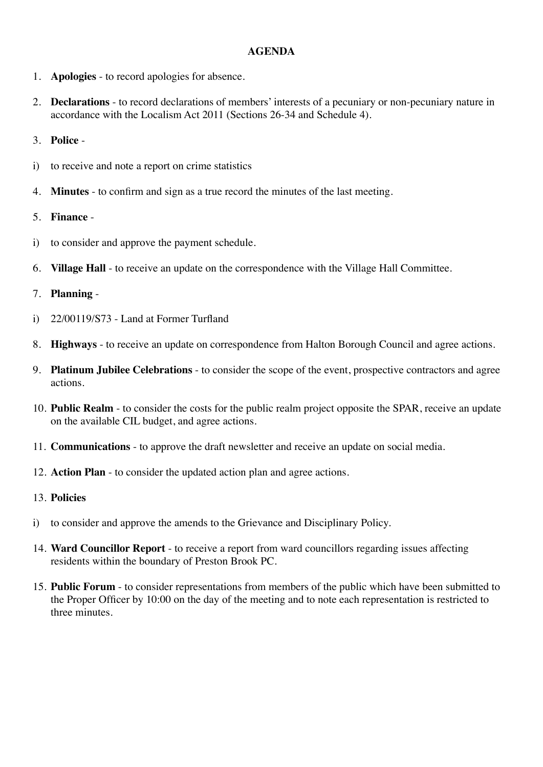**AGENDA**

1. **Apologies** - to record apologies for absence.

2. **Declarations** - to record declarations of members' interests of a pecuniary or non-pecuniary nature in accordance with the Localism Act 2011 (Sections 26-34 and Schedule 4).

3. **Police** -

i) to receive and note a report on crime statistics

4. **Minutes** - to confirm and sign as a true record the minutes of the last meeting.

5. **Finance** -

i) to consider and approve the payment schedule.

6. **Village Hall** - to receive an update on the correspondence with the Village Hall Committee.

7. **Planning** -

i) 22/00119/S73 - Land at Former Turfland

8. **Highways** - to receive an update on correspondence from Halton Borough Council and agree actions.

9. **Platinum Jubilee Celebrations** - to consider the scope of the event, prospective contractors and agree actions.

10. **Public Realm** - to consider the costs for the public realm project opposite the SPAR, receive an update on the available CIL budget, and agree actions.

11. **Communications** - to approve the draft newsletter and receive an update on social media.

12. **Action Plan** - to consider the updated action plan and agree actions.

13. **Policies**

i) to consider and approve the amends to the Grievance and Disciplinary Policy.

14. **Ward Councillor Report** - to receive a report from ward councillors regarding issues affecting residents within the boundary of Preston Brook PC.

15. **Public Forum** - to consider representations from members of the public which have been submitted to the Proper Officer by 10:00 on the day of the meeting and to note each representation is restricted to three minutes.